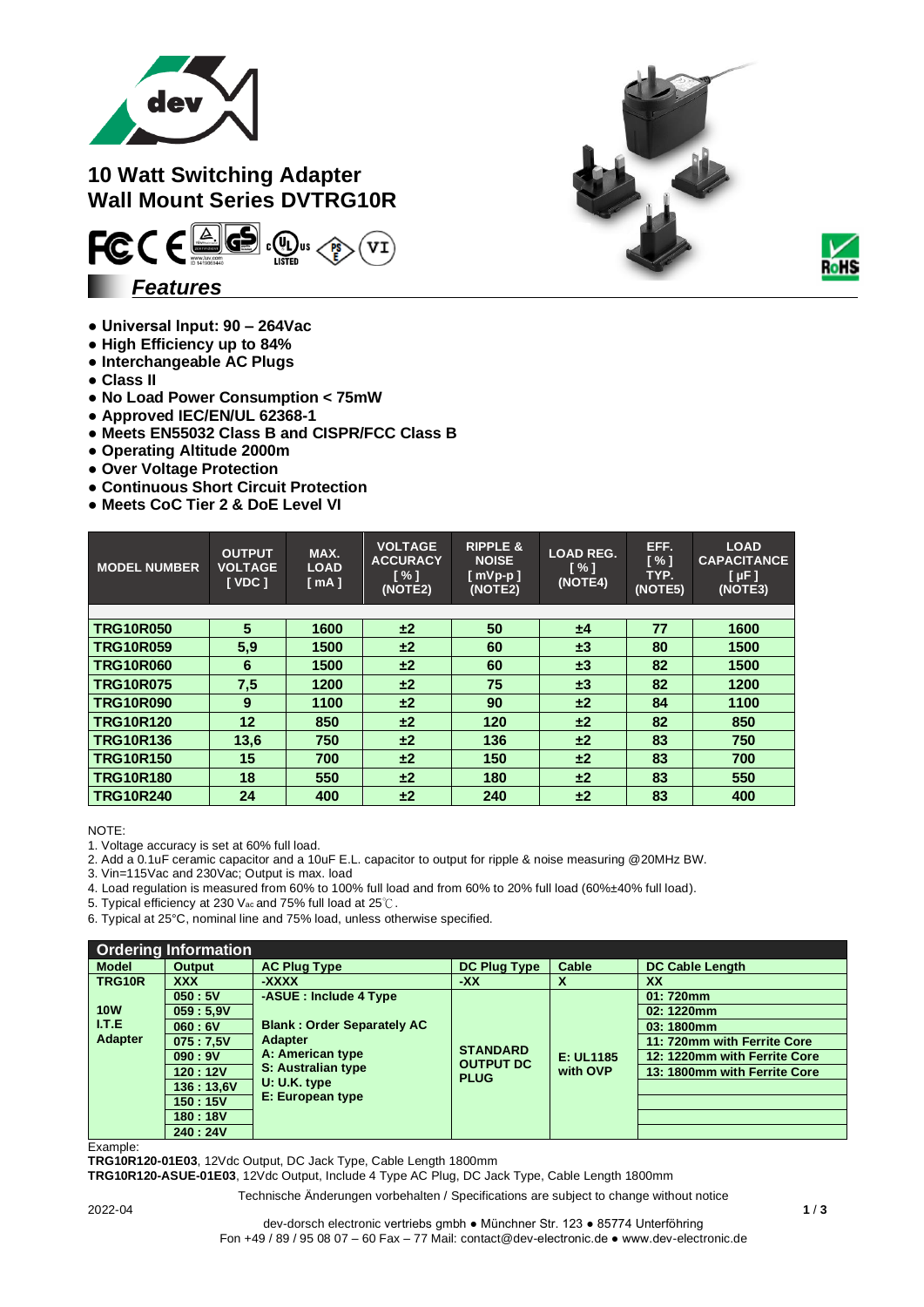# 10 Watt Switching Adapter
# Wall Mount Series DVTRG10R

## Features

- Universal Input: 90 – 264Vac
- High Efficiency up to 84%
- Interchangeable AC Plugs
- Class II
- No Load Power Consumption < 75mW
- Approved IEC/EN/UL 62368-1
- Meets EN55032 Class B and CISPR/FCC Class B
- Operating Altitude 2000m
- Over Voltage Protection
- Continuous Short Circuit Protection
- Meets CoC Tier 2 & DoE Level VI

| MODEL NUMBER | OUTPUT VOLTAGE [ VDC ] | MAX. LOAD [ mA ] | VOLTAGE ACCURACY [ % ] (NOTE2) | RIPPLE & NOISE [ mVp-p ] (NOTE2) | LOAD REG. [ % ] (NOTE4) | EFF. [ % ] TYP. (NOTE5) | LOAD CAPACITANCE [ µF ] (NOTE3) |
|---|---|---|---|---|---|---|---|
| TRG10R050 | 5 | 1600 | ±2 | 50 | ±4 | 77 | 1600 |
| TRG10R059 | 5,9 | 1500 | ±2 | 60 | ±3 | 80 | 1500 |
| TRG10R060 | 6 | 1500 | ±2 | 60 | ±3 | 82 | 1500 |
| TRG10R075 | 7,5 | 1200 | ±2 | 75 | ±3 | 82 | 1200 |
| TRG10R090 | 9 | 1100 | ±2 | 90 | ±2 | 84 | 1100 |
| TRG10R120 | 12 | 850 | ±2 | 120 | ±2 | 82 | 850 |
| TRG10R136 | 13,6 | 750 | ±2 | 136 | ±2 | 83 | 750 |
| TRG10R150 | 15 | 700 | ±2 | 150 | ±2 | 83 | 700 |
| TRG10R180 | 18 | 550 | ±2 | 180 | ±2 | 83 | 550 |
| TRG10R240 | 24 | 400 | ±2 | 240 | ±2 | 83 | 400 |

NOTE:
1. Voltage accuracy is set at 60% full load.
2. Add a 0.1uF ceramic capacitor and a 10uF E.L. capacitor to output for ripple & noise measuring @20MHz BW.
3. Vin=115Vac and 230Vac; Output is max. load
4. Load regulation is measured from 60% to 100% full load and from 60% to 20% full load (60%±40% full load).
5. Typical efficiency at 230 $V_{ac}$ and 75% full load at 25℃.
6. Typical at 25°C, nominal line and 75% load, unless otherwise specified.

## Ordering Information

| Model | Output | AC Plug Type | DC Plug Type | Cable | DC Cable Length |
|---|---|---|---|---|---|
| TRG10R | XXX | -XXXX | -XX | X | XX |
| 10W I.T.E Adapter | 050 : 5V | -ASUE : Include 4 Type | STANDARD OUTPUT DC PLUG | E: UL1185 with OVP | 01: 720mm |
| | 059 : 5,9V | Blank : Order Separately AC Adapter | | | 02: 1220mm |
| | 060 : 6V | A: American type | | | 03: 1800mm |
| | 075 : 7,5V | S: Australian type | | | 11: 720mm with Ferrite Core |
| | 090 : 9V | U: U.K. type | | | 12: 1220mm with Ferrite Core |
| | 120 : 12V | E: European type | | | 13: 1800mm with Ferrite Core |
| | 136 : 13,6V | | | | |
| | 150 : 15V | | | | |
| | 180 : 18V | | | | |
| | 240 : 24V | | | | |

Example:
**TRG10R120-01E03**, 12Vdc Output, DC Jack Type, Cable Length 1800mm
**TRG10R120-ASUE-01E03**, 12Vdc Output, Include 4 Type AC Plug, DC Jack Type, Cable Length 1800mm

Technische Änderungen vorbehalten / Specifications are subject to change without notice

2022-04

dev-dorsch electronic vertriebs gmbh ● Münchner Str. 123 ● 85774 Unterföhring
Fon +49 / 89 / 95 08 07 – 60 Fax – 77 Mail: contact@dev-electronic.de ● www.dev-electronic.de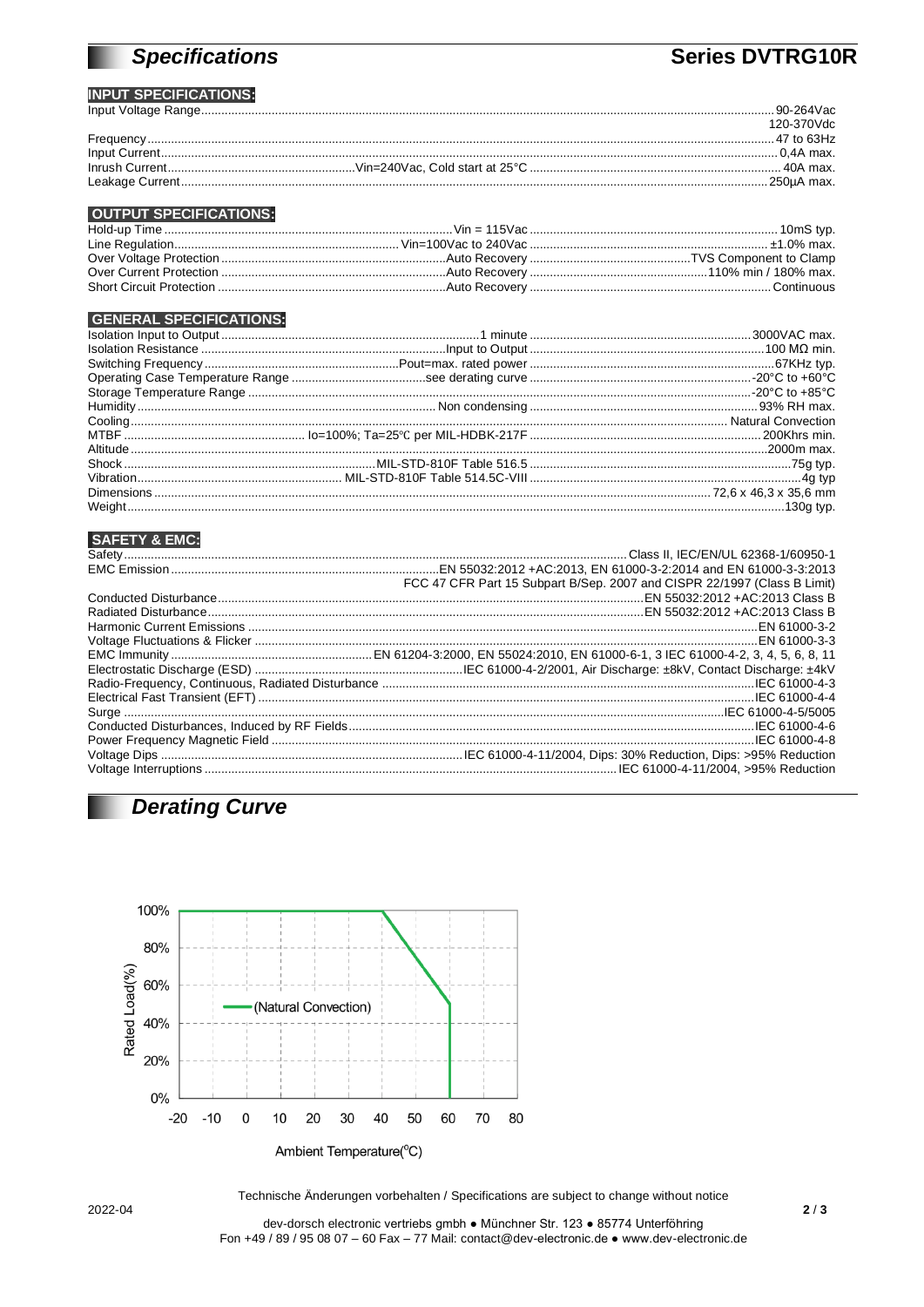# *Specifications*

**Series DVTRG10R**

**INPUT SPECIFICATIONS:**

| Parameter | Condition | Value |
|---|---|---|
| Input Voltage Range | | 90-264Vac<br>120-370Vdc |
| Frequency | | 47 to 63Hz |
| Input Current | | 0,4A max. |
| Inrush Current | Vin=240Vac, Cold start at 25°C | 40A max. |
| Leakage Current | | 250µA max. |

**OUTPUT SPECIFICATIONS:**

| Parameter | Condition | Value |
|---|---|---|
| Hold-up Time | Vin = 115Vac | 10mS typ. |
| Line Regulation | Vin=100Vac to 240Vac | ±1.0% max. |
| Over Voltage Protection | Auto Recovery | TVS Component to Clamp |
| Over Current Protection | Auto Recovery | 110% min / 180% max. |
| Short Circuit Protection | Auto Recovery | Continuous |

**GENERAL SPECIFICATIONS:**

| Parameter | Condition | Value |
|---|---|---|
| Isolation Input to Output | 1 minute | 3000VAC max. |
| Isolation Resistance | Input to Output | 100 MΩ min. |
| Switching Frequency | Pout=max. rated power | 67KHz typ. |
| Operating Case Temperature Range | see derating curve | -20°C to +60°C |
| Storage Temperature Range | | -20°C to +85°C |
| Humidity | Non condensing | 93% RH max. |
| Cooling | | Natural Convection |
| MTBF | Io=100%; Ta=25℃ per MIL-HDBK-217F | 200Khrs min. |
| Altitude | | 2000m max. |
| Shock | MIL-STD-810F Table 516.5 | 75g typ. |
| Vibration | MIL-STD-810F Table 514.5C-VIII | 4g typ |
| Dimensions | | 72,6 x 46,3 x 35,6 mm |
| Weight | | 130g typ. |

**SAFETY & EMC:**

| Parameter | Value |
|---|---|
| Safety | Class II, IEC/EN/UL 62368-1/60950-1 |
| EMC Emission | EN 55032:2012 +AC:2013, EN 61000-3-2:2014 and EN 61000-3-3:2013<br>FCC 47 CFR Part 15 Subpart B/Sep. 2007 and CISPR 22/1997 (Class B Limit) |
| Conducted Disturbance | EN 55032:2012 +AC:2013 Class B |
| Radiated Disturbance | EN 55032:2012 +AC:2013 Class B |
| Harmonic Current Emissions | EN 61000-3-2 |
| Voltage Fluctuations & Flicker | EN 61000-3-3 |
| EMC Immunity | EN 61204-3:2000, EN 55024:2010, EN 61000-6-1, 3 IEC 61000-4-2, 3, 4, 5, 6, 8, 11 |
| Electrostatic Discharge (ESD) | IEC 61000-4-2/2001, Air Discharge: ±8kV, Contact Discharge: ±4kV |
| Radio-Frequency, Continuous, Radiated Disturbance | IEC 61000-4-3 |
| Electrical Fast Transient (EFT) | IEC 61000-4-4 |
| Surge | IEC 61000-4-5/5005 |
| Conducted Disturbances, Induced by RF Fields | IEC 61000-4-6 |
| Power Frequency Magnetic Field | IEC 61000-4-8 |
| Voltage Dips | IEC 61000-4-11/2004, Dips: 30% Reduction, Dips: >95% Reduction |
| Voltage Interruptions | IEC 61000-4-11/2004, >95% Reduction |

# *Derating Curve*

Rated Load(%) vs. Ambient Temperature(°C) — (Natural Convection): 100% from -20°C to 40°C, linearly decreasing to 50% at 60°C.

Technische Änderungen vorbehalten / Specifications are subject to change without notice

2022-04

dev-dorsch electronic vertriebs gmbh ● Münchner Str. 123 ● 85774 Unterföhring
Fon +49 / 89 / 95 08 07 – 60 Fax – 77 Mail: contact@dev-electronic.de ● www.dev-electronic.de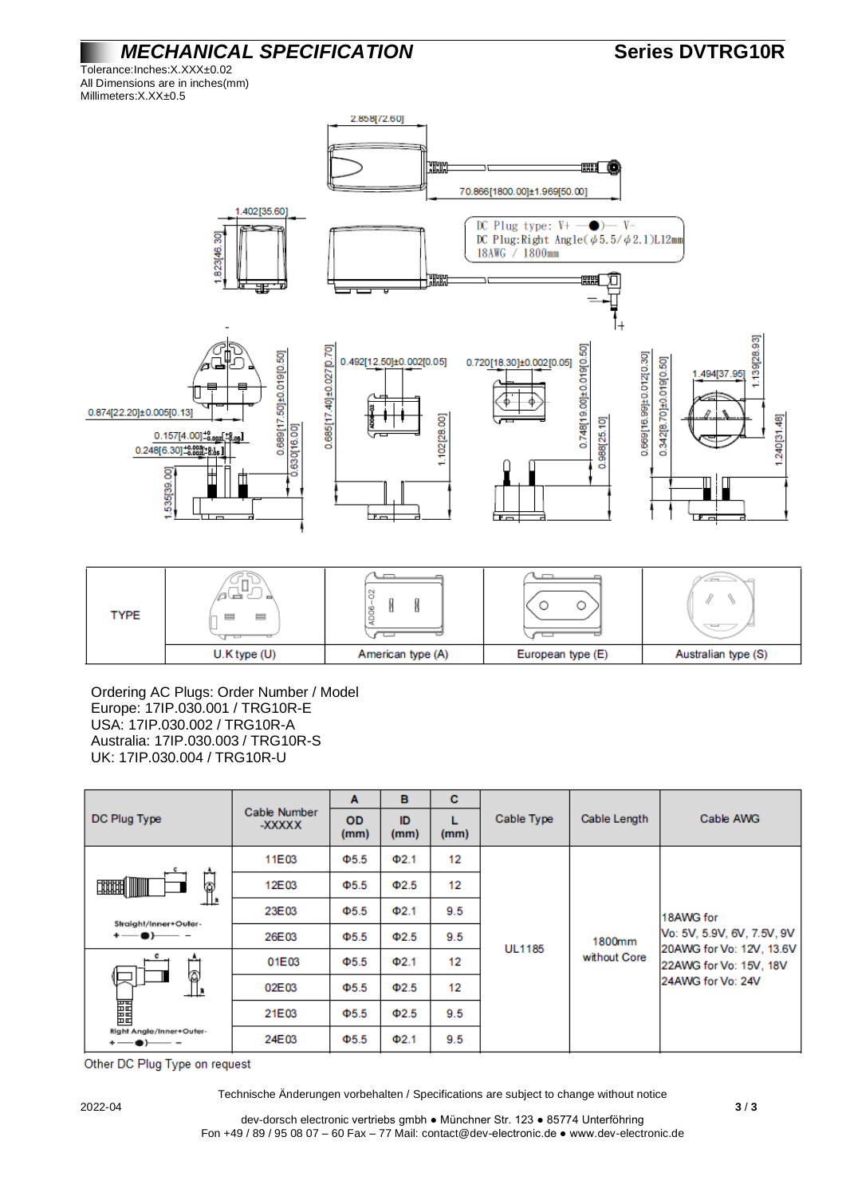## *MECHANICAL SPECIFICATION*

## Series DVTRG10R

Tolerance:Inches:X.XXX±0.02
All Dimensions are in inches(mm)
Millimeters:X.XX±0.5

2.858[72.60]

70.866[1800.00]±1.969[50.00]

1.402[35.60]

1.823[46.30]

DC Plug type: V+ —●)— V-
DC Plug:Right Angle(φ5.5/φ2.1)L12mm
18AWG / 1800mm

0.874[22.20]±0.005[0.13]

0.157[4.00]

0.248[6.30]

1.535[39.00]

0.689[17.50]±0.019[0.50]

0.630[16.00]

0.685[17.40]±0.027[0.70]

0.492[12.50]±0.002[0.05]

1.102[28.00]

0.720[18.30]±0.002[0.05]

0.748[19.00]±0.019[0.50]

0.988[25.10]

0.669[16.99]±0.012[0.30]

0.342[8.70]±0.019[0.50]

1.494[37.95]

1.139[28.93]

1.240[31.48]

| TYPE | U.K type (U) | American type (A) | European type (E) | Australian type (S) |
|---|---|---|---|---|

Ordering AC Plugs: Order Number / Model
Europe: 17IP.030.001 / TRG10R-E
USA: 17IP.030.002 / TRG10R-A
Australia: 17IP.030.003 / TRG10R-S
UK: 17IP.030.004 / TRG10R-U

| DC Plug Type | Cable Number -XXXXX | A OD (mm) | B ID (mm) | C L (mm) | Cable Type | Cable Length | Cable AWG |
|---|---|---|---|---|---|---|---|
| Straight/Inner+Outer- + —●)— - | 11E03 | Φ5.5 | Φ2.1 | 12 | UL1185 | 1800mm without Core | 18AWG for Vo: 5V, 5.9V, 6V, 7.5V, 9V<br>20AWG for Vo: 12V, 13.6V<br>22AWG for Vo: 15V, 18V<br>24AWG for Vo: 24V |
| | 12E03 | Φ5.5 | Φ2.5 | 12 | | | |
| | 23E03 | Φ5.5 | Φ2.1 | 9.5 | | | |
| | 26E03 | Φ5.5 | Φ2.5 | 9.5 | | | |
| Right Angle/Inner+Outer- + —●)— - | 01E03 | Φ5.5 | Φ2.1 | 12 | | | |
| | 02E03 | Φ5.5 | Φ2.5 | 12 | | | |
| | 21E03 | Φ5.5 | Φ2.5 | 9.5 | | | |
| | 24E03 | Φ5.5 | Φ2.1 | 9.5 | | | |

Other DC Plug Type on request

Technische Änderungen vorbehalten / Specifications are subject to change without notice

2022-04

dev-dorsch electronic vertriebs gmbh ● Münchner Str. 123 ● 85774 Unterföhring
Fon +49 / 89 / 95 08 07 – 60 Fax – 77 Mail: contact@dev-electronic.de ● www.dev-electronic.de